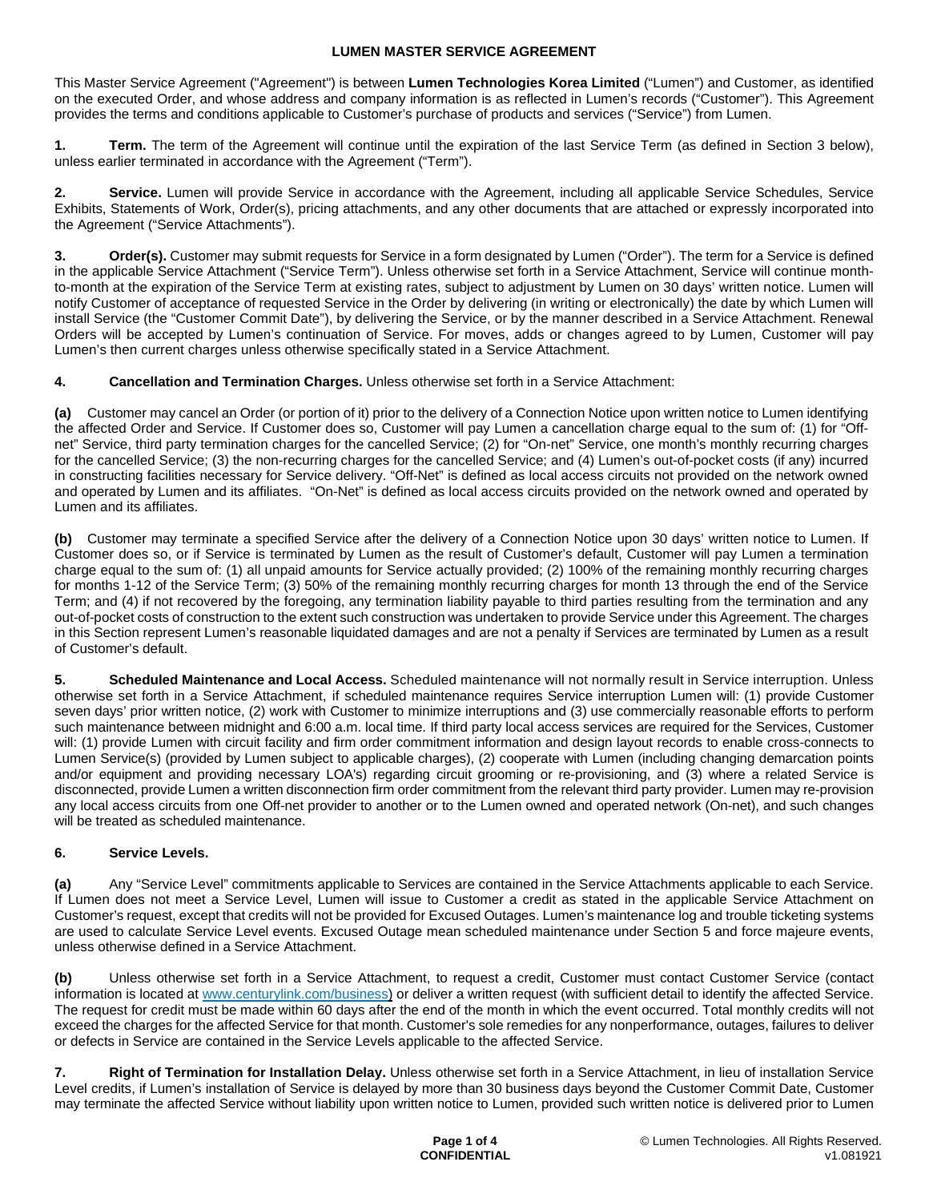# LUMEN MASTER SERVICE AGREEMENT

This Master Service Agreement ("Agreement") is between **Lumen Technologies Korea Limited** ("Lumen") and Customer, as identified on the executed Order, and whose address and company information is as reflected in Lumen's records ("Customer"). This Agreement provides the terms and conditions applicable to Customer's purchase of products and services ("Service") from Lumen.

**1. Term.** The term of the Agreement will continue until the expiration of the last Service Term (as defined in Section 3 below), unless earlier terminated in accordance with the Agreement ("Term").

**2. Service.** Lumen will provide Service in accordance with the Agreement, including all applicable Service Schedules, Service Exhibits, Statements of Work, Order(s), pricing attachments, and any other documents that are attached or expressly incorporated into the Agreement ("Service Attachments").

**3. Order(s).** Customer may submit requests for Service in a form designated by Lumen ("Order"). The term for a Service is defined in the applicable Service Attachment ("Service Term"). Unless otherwise set forth in a Service Attachment, Service will continue month-to-month at the expiration of the Service Term at existing rates, subject to adjustment by Lumen on 30 days' written notice. Lumen will notify Customer of acceptance of requested Service in the Order by delivering (in writing or electronically) the date by which Lumen will install Service (the "Customer Commit Date"), by delivering the Service, or by the manner described in a Service Attachment. Renewal Orders will be accepted by Lumen's continuation of Service. For moves, adds or changes agreed to by Lumen, Customer will pay Lumen's then current charges unless otherwise specifically stated in a Service Attachment.

**4. Cancellation and Termination Charges.** Unless otherwise set forth in a Service Attachment:

**(a)** Customer may cancel an Order (or portion of it) prior to the delivery of a Connection Notice upon written notice to Lumen identifying the affected Order and Service. If Customer does so, Customer will pay Lumen a cancellation charge equal to the sum of: (1) for "Off-net" Service, third party termination charges for the cancelled Service; (2) for "On-net" Service, one month's monthly recurring charges for the cancelled Service; (3) the non-recurring charges for the cancelled Service; and (4) Lumen's out-of-pocket costs (if any) incurred in constructing facilities necessary for Service delivery. "Off-Net" is defined as local access circuits not provided on the network owned and operated by Lumen and its affiliates. "On-Net" is defined as local access circuits provided on the network owned and operated by Lumen and its affiliates.

**(b)** Customer may terminate a specified Service after the delivery of a Connection Notice upon 30 days' written notice to Lumen. If Customer does so, or if Service is terminated by Lumen as the result of Customer's default, Customer will pay Lumen a termination charge equal to the sum of: (1) all unpaid amounts for Service actually provided; (2) 100% of the remaining monthly recurring charges for months 1-12 of the Service Term; (3) 50% of the remaining monthly recurring charges for month 13 through the end of the Service Term; and (4) if not recovered by the foregoing, any termination liability payable to third parties resulting from the termination and any out-of-pocket costs of construction to the extent such construction was undertaken to provide Service under this Agreement. The charges in this Section represent Lumen's reasonable liquidated damages and are not a penalty if Services are terminated by Lumen as a result of Customer's default.

**5. Scheduled Maintenance and Local Access.** Scheduled maintenance will not normally result in Service interruption. Unless otherwise set forth in a Service Attachment, if scheduled maintenance requires Service interruption Lumen will: (1) provide Customer seven days' prior written notice, (2) work with Customer to minimize interruptions and (3) use commercially reasonable efforts to perform such maintenance between midnight and 6:00 a.m. local time. If third party local access services are required for the Services, Customer will: (1) provide Lumen with circuit facility and firm order commitment information and design layout records to enable cross-connects to Lumen Service(s) (provided by Lumen subject to applicable charges), (2) cooperate with Lumen (including changing demarcation points and/or equipment and providing necessary LOA's) regarding circuit grooming or re-provisioning, and (3) where a related Service is disconnected, provide Lumen a written disconnection firm order commitment from the relevant third party provider. Lumen may re-provision any local access circuits from one Off-net provider to another or to the Lumen owned and operated network (On-net), and such changes will be treated as scheduled maintenance.

**6. Service Levels.**

**(a)** Any "Service Level" commitments applicable to Services are contained in the Service Attachments applicable to each Service. If Lumen does not meet a Service Level, Lumen will issue to Customer a credit as stated in the applicable Service Attachment on Customer's request, except that credits will not be provided for Excused Outages. Lumen's maintenance log and trouble ticketing systems are used to calculate Service Level events. Excused Outage mean scheduled maintenance under Section 5 and force majeure events, unless otherwise defined in a Service Attachment.

**(b)** Unless otherwise set forth in a Service Attachment, to request a credit, Customer must contact Customer Service (contact information is located at www.centurylink.com/business) or deliver a written request (with sufficient detail to identify the affected Service. The request for credit must be made within 60 days after the end of the month in which the event occurred. Total monthly credits will not exceed the charges for the affected Service for that month. Customer's sole remedies for any nonperformance, outages, failures to deliver or defects in Service are contained in the Service Levels applicable to the affected Service.

**7. Right of Termination for Installation Delay.** Unless otherwise set forth in a Service Attachment, in lieu of installation Service Level credits, if Lumen's installation of Service is delayed by more than 30 business days beyond the Customer Commit Date, Customer may terminate the affected Service without liability upon written notice to Lumen, provided such written notice is delivered prior to Lumen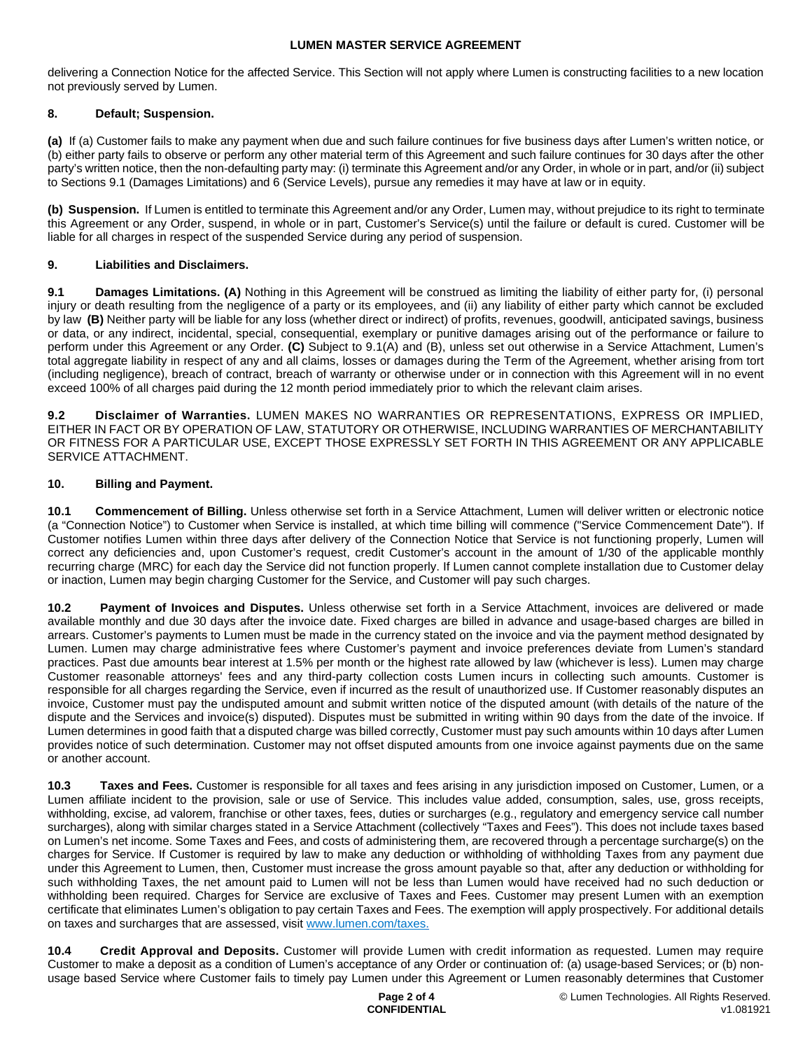delivering a Connection Notice for the affected Service. This Section will not apply where Lumen is constructing facilities to a new location not previously served by Lumen.

## 8. Default; Suspension.

**(a)** If (a) Customer fails to make any payment when due and such failure continues for five business days after Lumen's written notice, or (b) either party fails to observe or perform any other material term of this Agreement and such failure continues for 30 days after the other party's written notice, then the non-defaulting party may: (i) terminate this Agreement and/or any Order, in whole or in part, and/or (ii) subject to Sections 9.1 (Damages Limitations) and 6 (Service Levels), pursue any remedies it may have at law or in equity.

**(b) Suspension.** If Lumen is entitled to terminate this Agreement and/or any Order, Lumen may, without prejudice to its right to terminate this Agreement or any Order, suspend, in whole or in part, Customer's Service(s) until the failure or default is cured. Customer will be liable for all charges in respect of the suspended Service during any period of suspension.

## 9. Liabilities and Disclaimers.

**9.1 Damages Limitations. (A)** Nothing in this Agreement will be construed as limiting the liability of either party for, (i) personal injury or death resulting from the negligence of a party or its employees, and (ii) any liability of either party which cannot be excluded by law **(B)** Neither party will be liable for any loss (whether direct or indirect) of profits, revenues, goodwill, anticipated savings, business or data, or any indirect, incidental, special, consequential, exemplary or punitive damages arising out of the performance or failure to perform under this Agreement or any Order. **(C)** Subject to 9.1(A) and (B), unless set out otherwise in a Service Attachment, Lumen's total aggregate liability in respect of any and all claims, losses or damages during the Term of the Agreement, whether arising from tort (including negligence), breach of contract, breach of warranty or otherwise under or in connection with this Agreement will in no event exceed 100% of all charges paid during the 12 month period immediately prior to which the relevant claim arises.

**9.2 Disclaimer of Warranties.** LUMEN MAKES NO WARRANTIES OR REPRESENTATIONS, EXPRESS OR IMPLIED, EITHER IN FACT OR BY OPERATION OF LAW, STATUTORY OR OTHERWISE, INCLUDING WARRANTIES OF MERCHANTABILITY OR FITNESS FOR A PARTICULAR USE, EXCEPT THOSE EXPRESSLY SET FORTH IN THIS AGREEMENT OR ANY APPLICABLE SERVICE ATTACHMENT.

## 10. Billing and Payment.

**10.1 Commencement of Billing.** Unless otherwise set forth in a Service Attachment, Lumen will deliver written or electronic notice (a "Connection Notice") to Customer when Service is installed, at which time billing will commence ("Service Commencement Date"). If Customer notifies Lumen within three days after delivery of the Connection Notice that Service is not functioning properly, Lumen will correct any deficiencies and, upon Customer's request, credit Customer's account in the amount of 1/30 of the applicable monthly recurring charge (MRC) for each day the Service did not function properly. If Lumen cannot complete installation due to Customer delay or inaction, Lumen may begin charging Customer for the Service, and Customer will pay such charges.

**10.2 Payment of Invoices and Disputes.** Unless otherwise set forth in a Service Attachment, invoices are delivered or made available monthly and due 30 days after the invoice date. Fixed charges are billed in advance and usage-based charges are billed in arrears. Customer's payments to Lumen must be made in the currency stated on the invoice and via the payment method designated by Lumen. Lumen may charge administrative fees where Customer's payment and invoice preferences deviate from Lumen's standard practices. Past due amounts bear interest at 1.5% per month or the highest rate allowed by law (whichever is less). Lumen may charge Customer reasonable attorneys' fees and any third-party collection costs Lumen incurs in collecting such amounts. Customer is responsible for all charges regarding the Service, even if incurred as the result of unauthorized use. If Customer reasonably disputes an invoice, Customer must pay the undisputed amount and submit written notice of the disputed amount (with details of the nature of the dispute and the Services and invoice(s) disputed). Disputes must be submitted in writing within 90 days from the date of the invoice. If Lumen determines in good faith that a disputed charge was billed correctly, Customer must pay such amounts within 10 days after Lumen provides notice of such determination. Customer may not offset disputed amounts from one invoice against payments due on the same or another account.

**10.3 Taxes and Fees.** Customer is responsible for all taxes and fees arising in any jurisdiction imposed on Customer, Lumen, or a Lumen affiliate incident to the provision, sale or use of Service. This includes value added, consumption, sales, use, gross receipts, withholding, excise, ad valorem, franchise or other taxes, fees, duties or surcharges (e.g., regulatory and emergency service call number surcharges), along with similar charges stated in a Service Attachment (collectively "Taxes and Fees"). This does not include taxes based on Lumen's net income. Some Taxes and Fees, and costs of administering them, are recovered through a percentage surcharge(s) on the charges for Service. If Customer is required by law to make any deduction or withholding of withholding Taxes from any payment due under this Agreement to Lumen, then, Customer must increase the gross amount payable so that, after any deduction or withholding for such withholding Taxes, the net amount paid to Lumen will not be less than Lumen would have received had no such deduction or withholding been required. Charges for Service are exclusive of Taxes and Fees. Customer may present Lumen with an exemption certificate that eliminates Lumen's obligation to pay certain Taxes and Fees. The exemption will apply prospectively. For additional details on taxes and surcharges that are assessed, visit [www.lumen.com/taxes.](http://www.lumen.com/taxes)

**10.4 Credit Approval and Deposits.** Customer will provide Lumen with credit information as requested. Lumen may require Customer to make a deposit as a condition of Lumen's acceptance of any Order or continuation of: (a) usage-based Services; or (b) non-usage based Service where Customer fails to timely pay Lumen under this Agreement or Lumen reasonably determines that Customer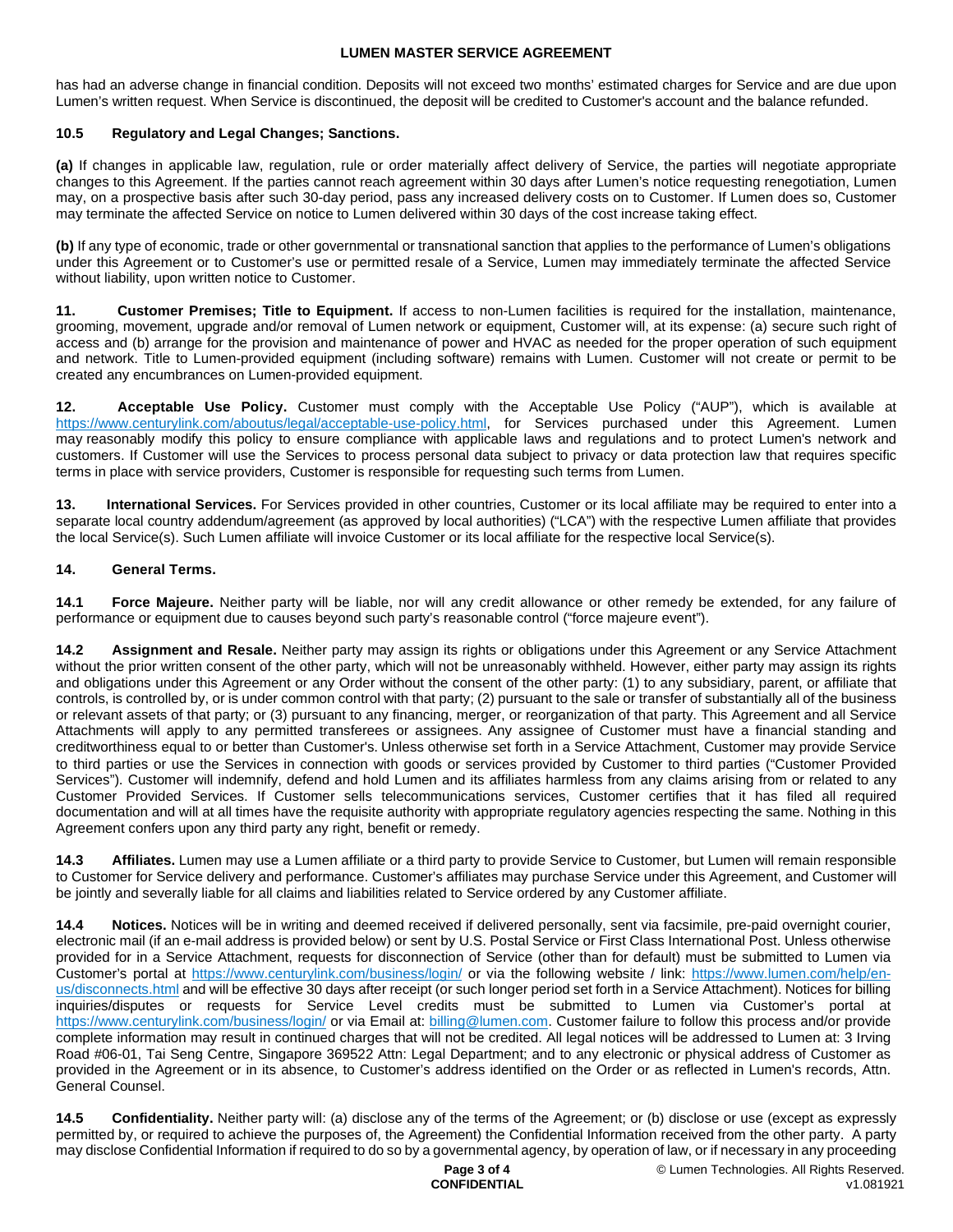has had an adverse change in financial condition. Deposits will not exceed two months' estimated charges for Service and are due upon Lumen's written request. When Service is discontinued, the deposit will be credited to Customer's account and the balance refunded.

**10.5 Regulatory and Legal Changes; Sanctions.**

**(a)** If changes in applicable law, regulation, rule or order materially affect delivery of Service, the parties will negotiate appropriate changes to this Agreement. If the parties cannot reach agreement within 30 days after Lumen's notice requesting renegotiation, Lumen may, on a prospective basis after such 30-day period, pass any increased delivery costs on to Customer. If Lumen does so, Customer may terminate the affected Service on notice to Lumen delivered within 30 days of the cost increase taking effect.

**(b)** If any type of economic, trade or other governmental or transnational sanction that applies to the performance of Lumen's obligations under this Agreement or to Customer's use or permitted resale of a Service, Lumen may immediately terminate the affected Service without liability, upon written notice to Customer.

**11. Customer Premises; Title to Equipment.** If access to non-Lumen facilities is required for the installation, maintenance, grooming, movement, upgrade and/or removal of Lumen network or equipment, Customer will, at its expense: (a) secure such right of access and (b) arrange for the provision and maintenance of power and HVAC as needed for the proper operation of such equipment and network. Title to Lumen-provided equipment (including software) remains with Lumen. Customer will not create or permit to be created any encumbrances on Lumen-provided equipment.

**12. Acceptable Use Policy.** Customer must comply with the Acceptable Use Policy ("AUP"), which is available at https://www.centurylink.com/aboutus/legal/acceptable-use-policy.html, for Services purchased under this Agreement. Lumen may reasonably modify this policy to ensure compliance with applicable laws and regulations and to protect Lumen's network and customers. If Customer will use the Services to process personal data subject to privacy or data protection law that requires specific terms in place with service providers, Customer is responsible for requesting such terms from Lumen.

**13. International Services.** For Services provided in other countries, Customer or its local affiliate may be required to enter into a separate local country addendum/agreement (as approved by local authorities) ("LCA") with the respective Lumen affiliate that provides the local Service(s). Such Lumen affiliate will invoice Customer or its local affiliate for the respective local Service(s).

**14. General Terms.**

**14.1 Force Majeure.** Neither party will be liable, nor will any credit allowance or other remedy be extended, for any failure of performance or equipment due to causes beyond such party's reasonable control ("force majeure event").

**14.2 Assignment and Resale.** Neither party may assign its rights or obligations under this Agreement or any Service Attachment without the prior written consent of the other party, which will not be unreasonably withheld. However, either party may assign its rights and obligations under this Agreement or any Order without the consent of the other party: (1) to any subsidiary, parent, or affiliate that controls, is controlled by, or is under common control with that party; (2) pursuant to the sale or transfer of substantially all of the business or relevant assets of that party; or (3) pursuant to any financing, merger, or reorganization of that party. This Agreement and all Service Attachments will apply to any permitted transferees or assignees. Any assignee of Customer must have a financial standing and creditworthiness equal to or better than Customer's. Unless otherwise set forth in a Service Attachment, Customer may provide Service to third parties or use the Services in connection with goods or services provided by Customer to third parties ("Customer Provided Services"). Customer will indemnify, defend and hold Lumen and its affiliates harmless from any claims arising from or related to any Customer Provided Services. If Customer sells telecommunications services, Customer certifies that it has filed all required documentation and will at all times have the requisite authority with appropriate regulatory agencies respecting the same. Nothing in this Agreement confers upon any third party any right, benefit or remedy.

**14.3 Affiliates.** Lumen may use a Lumen affiliate or a third party to provide Service to Customer, but Lumen will remain responsible to Customer for Service delivery and performance. Customer's affiliates may purchase Service under this Agreement, and Customer will be jointly and severally liable for all claims and liabilities related to Service ordered by any Customer affiliate.

**14.4 Notices.** Notices will be in writing and deemed received if delivered personally, sent via facsimile, pre-paid overnight courier, electronic mail (if an e-mail address is provided below) or sent by U.S. Postal Service or First Class International Post. Unless otherwise provided for in a Service Attachment, requests for disconnection of Service (other than for default) must be submitted to Lumen via Customer's portal at https://www.centurylink.com/business/login/ or via the following website / link: https://www.lumen.com/help/en-us/disconnects.html and will be effective 30 days after receipt (or such longer period set forth in a Service Attachment). Notices for billing inquiries/disputes or requests for Service Level credits must be submitted to Lumen via Customer's portal at https://www.centurylink.com/business/login/ or via Email at: billing@lumen.com. Customer failure to follow this process and/or provide complete information may result in continued charges that will not be credited. All legal notices will be addressed to Lumen at: 3 Irving Road #06-01, Tai Seng Centre, Singapore 369522 Attn: Legal Department; and to any electronic or physical address of Customer as provided in the Agreement or in its absence, to Customer's address identified on the Order or as reflected in Lumen's records, Attn. General Counsel.

**14.5 Confidentiality.** Neither party will: (a) disclose any of the terms of the Agreement; or (b) disclose or use (except as expressly permitted by, or required to achieve the purposes of, the Agreement) the Confidential Information received from the other party. A party may disclose Confidential Information if required to do so by a governmental agency, by operation of law, or if necessary in any proceeding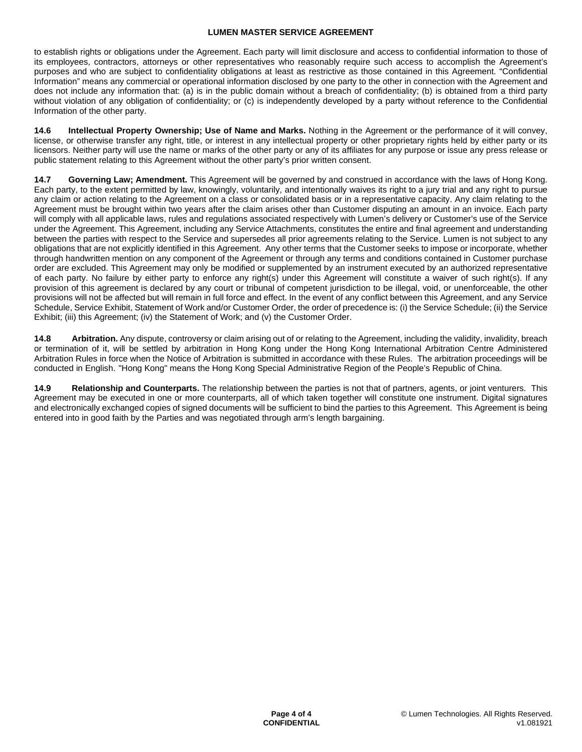to establish rights or obligations under the Agreement. Each party will limit disclosure and access to confidential information to those of its employees, contractors, attorneys or other representatives who reasonably require such access to accomplish the Agreement's purposes and who are subject to confidentiality obligations at least as restrictive as those contained in this Agreement. "Confidential Information" means any commercial or operational information disclosed by one party to the other in connection with the Agreement and does not include any information that: (a) is in the public domain without a breach of confidentiality; (b) is obtained from a third party without violation of any obligation of confidentiality; or (c) is independently developed by a party without reference to the Confidential Information of the other party.

**14.6 Intellectual Property Ownership; Use of Name and Marks.** Nothing in the Agreement or the performance of it will convey, license, or otherwise transfer any right, title, or interest in any intellectual property or other proprietary rights held by either party or its licensors. Neither party will use the name or marks of the other party or any of its affiliates for any purpose or issue any press release or public statement relating to this Agreement without the other party's prior written consent.

**14.7 Governing Law; Amendment.** This Agreement will be governed by and construed in accordance with the laws of Hong Kong. Each party, to the extent permitted by law, knowingly, voluntarily, and intentionally waives its right to a jury trial and any right to pursue any claim or action relating to the Agreement on a class or consolidated basis or in a representative capacity. Any claim relating to the Agreement must be brought within two years after the claim arises other than Customer disputing an amount in an invoice. Each party will comply with all applicable laws, rules and regulations associated respectively with Lumen's delivery or Customer's use of the Service under the Agreement. This Agreement, including any Service Attachments, constitutes the entire and final agreement and understanding between the parties with respect to the Service and supersedes all prior agreements relating to the Service. Lumen is not subject to any obligations that are not explicitly identified in this Agreement. Any other terms that the Customer seeks to impose or incorporate, whether through handwritten mention on any component of the Agreement or through any terms and conditions contained in Customer purchase order are excluded. This Agreement may only be modified or supplemented by an instrument executed by an authorized representative of each party. No failure by either party to enforce any right(s) under this Agreement will constitute a waiver of such right(s). If any provision of this agreement is declared by any court or tribunal of competent jurisdiction to be illegal, void, or unenforceable, the other provisions will not be affected but will remain in full force and effect. In the event of any conflict between this Agreement, and any Service Schedule, Service Exhibit, Statement of Work and/or Customer Order, the order of precedence is: (i) the Service Schedule; (ii) the Service Exhibit; (iii) this Agreement; (iv) the Statement of Work; and (v) the Customer Order.

**14.8 Arbitration.** Any dispute, controversy or claim arising out of or relating to the Agreement, including the validity, invalidity, breach or termination of it, will be settled by arbitration in Hong Kong under the Hong Kong International Arbitration Centre Administered Arbitration Rules in force when the Notice of Arbitration is submitted in accordance with these Rules. The arbitration proceedings will be conducted in English. "Hong Kong" means the Hong Kong Special Administrative Region of the People's Republic of China.

**14.9 Relationship and Counterparts.** The relationship between the parties is not that of partners, agents, or joint venturers. This Agreement may be executed in one or more counterparts, all of which taken together will constitute one instrument. Digital signatures and electronically exchanged copies of signed documents will be sufficient to bind the parties to this Agreement. This Agreement is being entered into in good faith by the Parties and was negotiated through arm's length bargaining.